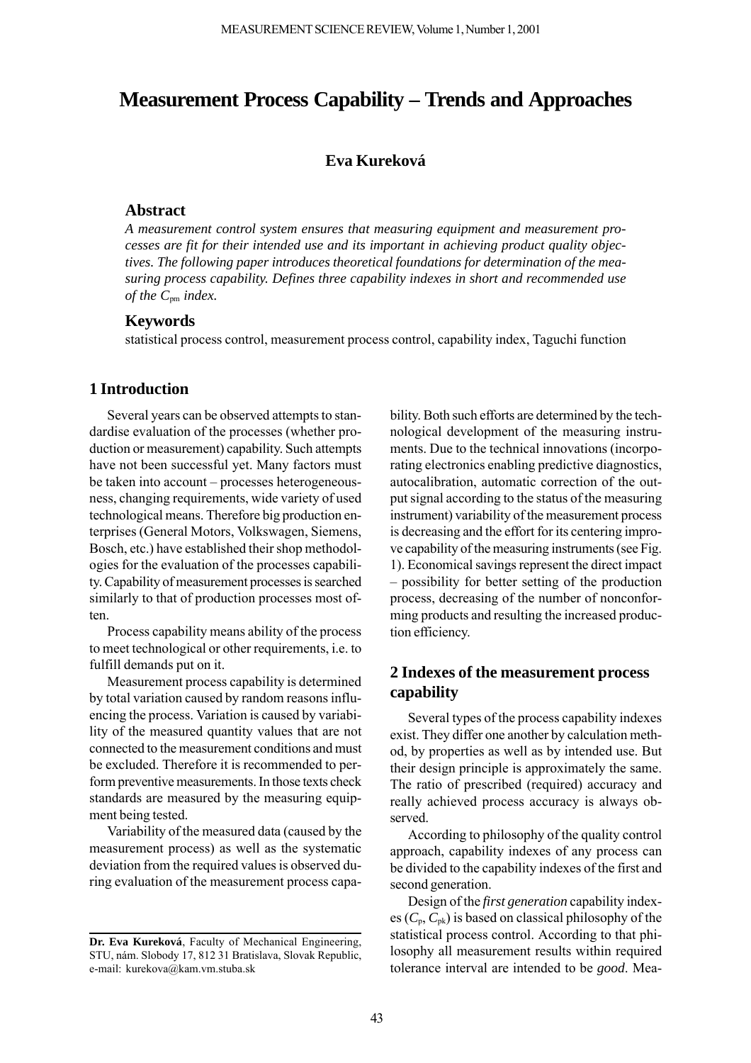# Measurement Process Capability – Trends and Approaches

**Eva Kureková**

## Abstract

*A measurement control system ensures that measuring equipment and measurement processes are fit for their intended use and its important in achieving product quality objectives. The following paper introduces theoretical foundations for determination of the measuring process capability. Defines three capability indexes in short and recommended use of the $C_{pm}$ index.*

## Keywords

statistical process control, measurement process control, capability index, Taguchi function

## 1 Introduction

Several years can be observed attempts to standardise evaluation of the processes (whether production or measurement) capability. Such attempts have not been successful yet. Many factors must be taken into account – processes heterogeneousness, changing requirements, wide variety of used technological means. Therefore big production enterprises (General Motors, Volkswagen, Siemens, Bosch, etc.) have established their shop methodologies for the evaluation of the processes capability. Capability of measurement processes is searched similarly to that of production processes most often.

Process capability means ability of the process to meet technological or other requirements, i.e. to fulfill demands put on it.

Measurement process capability is determined by total variation caused by random reasons influencing the process. Variation is caused by variability of the measured quantity values that are not connected to the measurement conditions and must be excluded. Therefore it is recommended to perform preventive measurements. In those texts check standards are measured by the measuring equipment being tested.

Variability of the measured data (caused by the measurement process) as well as the systematic deviation from the required values is observed during evaluation of the measurement process capability. Both such efforts are determined by the technological development of the measuring instruments. Due to the technical innovations (incorporating electronics enabling predictive diagnostics, autocalibration, automatic correction of the output signal according to the status of the measuring instrument) variability of the measurement process is decreasing and the effort for its centering improve capability of the measuring instruments (see Fig. 1). Economical savings represent the direct impact – possibility for better setting of the production process, decreasing of the number of nonconforming products and resulting the increased production efficiency.

## 2 Indexes of the measurement process capability

Several types of the process capability indexes exist. They differ one another by calculation method, by properties as well as by intended use. But their design principle is approximately the same. The ratio of prescribed (required) accuracy and really achieved process accuracy is always observed.

According to philosophy of the quality control approach, capability indexes of any process can be divided to the capability indexes of the first and second generation.

Design of the *first generation* capability indexes ($C_p$, $C_{pk}$) is based on classical philosophy of the statistical process control. According to that philosophy all measurement results within required tolerance interval are intended to be *good*. Mea-

---

**Dr. Eva Kureková**, Faculty of Mechanical Engineering, STU, nám. Slobody 17, 812 31 Bratislava, Slovak Republic, e-mail: kurekova@kam.vm.stuba.sk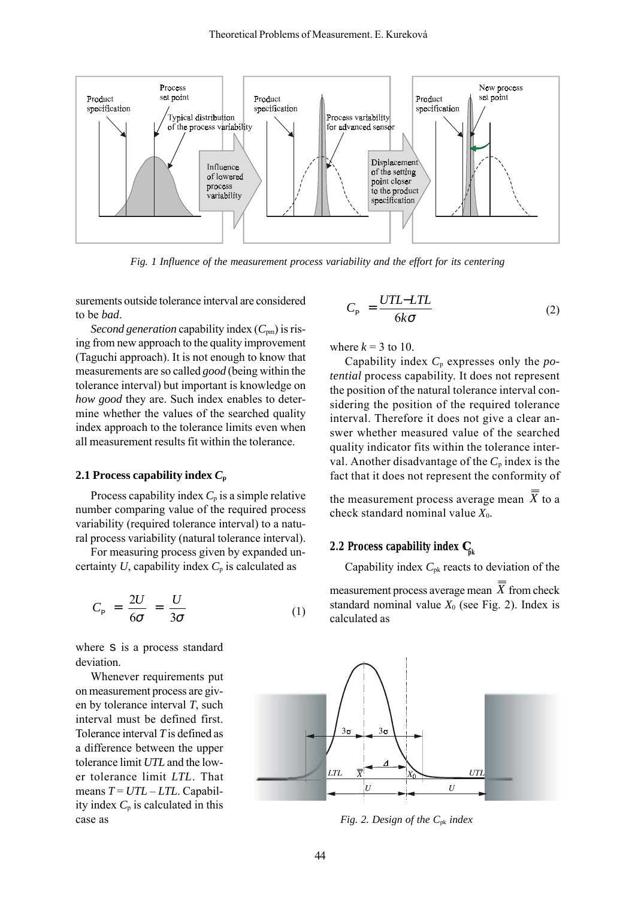*Fig. 1 Influence of the measurement process variability and the effort for its centering*

surements outside tolerance interval are considered to be *bad*.

*Second generation* capability index ($C_{pm}$) is rising from new approach to the quality improvement (Taguchi approach). It is not enough to know that measurements are so called *good* (being within the tolerance interval) but important is knowledge on *how good* they are. Such index enables to determine whether the values of the searched quality index approach to the tolerance limits even when all measurement results fit within the tolerance.

### 2.1 Process capability index $C_p$

Process capability index $C_p$ is a simple relative number comparing value of the required process variability (required tolerance interval) to a natural process variability (natural tolerance interval).

For measuring process given by expanded uncertainty $U$, capability index $C_p$ is calculated as

$$C_P = \frac{2U}{6\sigma} = \frac{U}{3\sigma} \tag{1}$$

where s is a process standard deviation.

Whenever requirements put on measurement process are given by tolerance interval $T$, such interval must be defined first. Tolerance interval $T$ is defined as a difference between the upper tolerance limit $UTL$ and the lower tolerance limit $LTL$. That means $T = UTL – LTL$. Capability index $C_p$ is calculated in this case as

$$C_P = \frac{UTL - LTL}{6k\sigma} \tag{2}$$

where $k = 3$ to 10.

Capability index $C_p$ expresses only the *potential* process capability. It does not represent the position of the natural tolerance interval considering the position of the required tolerance interval. Therefore it does not give a clear answer whether measured value of the searched quality indicator fits within the tolerance interval. Another disadvantage of the $C_p$ index is the fact that it does not represent the conformity of the measurement process average mean $\overline{\overline{X}}$ to a check standard nominal value $X_0$.

### 2.2 Process capability index $C_{pk}$

Capability index $C_{pk}$ reacts to deviation of the measurement process average mean $\overline{\overline{X}}$ from check standard nominal value $X_0$ (see Fig. 2). Index is calculated as

*Fig. 2. Design of the $C_{pk}$ index*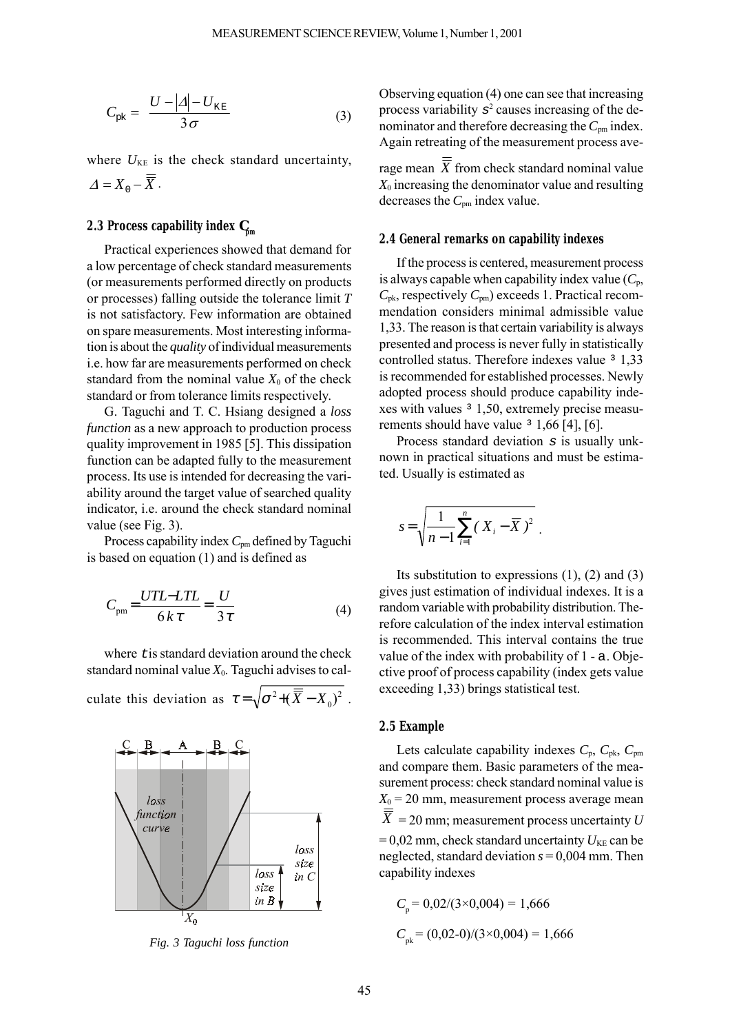$$C_{pk} = \frac{U - |\Delta| - U_{KE}}{3\sigma} \qquad (3)$$

where $U_{KE}$ is the check standard uncertainty, $\Delta = X_0 - \overline{\overline{X}}$.

## 2.3 Process capability index $C_{pm}$

Practical experiences showed that demand for a low percentage of check standard measurements (or measurements performed directly on products or processes) falling outside the tolerance limit $T$ is not satisfactory. Few information are obtained on spare measurements. Most interesting information is about the *quality* of individual measurements i.e. how far are measurements performed on check standard from the nominal value $X_0$ of the check standard or from tolerance limits respectively.

G. Taguchi and T. C. Hsiang designed a *loss function* as a new approach to production process quality improvement in 1985 [5]. This dissipation function can be adapted fully to the measurement process. Its use is intended for decreasing the variability around the target value of searched quality indicator, i.e. around the check standard nominal value (see Fig. 3).

Process capability index $C_{pm}$ defined by Taguchi is based on equation (1) and is defined as

$$C_{pm} = \frac{UTL - LTL}{6k\tau} = \frac{U}{3\tau} \qquad (4)$$

where $\tau$ is standard deviation around the check standard nominal value $X_0$. Taguchi advises to calculate this deviation as $\tau = \sqrt{\sigma^2 + (\overline{\overline{X}} - X_0)^2}$.

*Fig. 3 Taguchi loss function*

Observing equation (4) one can see that increasing process variability $s^2$ causes increasing of the denominator and therefore decreasing the $C_{pm}$ index. Again retreating of the measurement process average mean $\overline{\overline{X}}$ from check standard nominal value $X_0$ increasing the denominator value and resulting decreases the $C_{pm}$ index value.

## 2.4 General remarks on capability indexes

If the process is centered, measurement process is always capable when capability index value ($C_p$, $C_{pk}$, respectively $C_{pm}$) exceeds 1. Practical recommendation considers minimal admissible value 1,33. The reason is that certain variability is always presented and process is never fully in statistically controlled status. Therefore indexes value $\geq$ 1,33 is recommended for established processes. Newly adopted process should produce capability indexes with values $\geq$ 1,50, extremely precise measurements should have value $\geq$ 1,66 [4], [6].

Process standard deviation $s$ is usually unknown in practical situations and must be estimated. Usually is estimated as

$$s = \sqrt{\frac{1}{n-1}\sum_{i=1}^{n}(X_i - \overline{X})^2}\ .$$

Its substitution to expressions (1), (2) and (3) gives just estimation of individual indexes. It is a random variable with probability distribution. Therefore calculation of the index interval estimation is recommended. This interval contains the true value of the index with probability of 1 - $\alpha$. Objective proof of process capability (index gets value exceeding 1,33) brings statistical test.

## 2.5 Example

Lets calculate capability indexes $C_p$, $C_{pk}$, $C_{pm}$ and compare them. Basic parameters of the measurement process: check standard nominal value is $X_0$ = 20 mm, measurement process average mean $\overline{\overline{X}}$ = 20 mm; measurement process uncertainty $U$ = 0,02 mm, check standard uncertainty $U_{KE}$ can be neglected, standard deviation s = 0,004 mm. Then capability indexes

$C_p$ = 0,02/(3×0,004) = 1,666

$C_{pk}$ = (0,02-0)/(3×0,004) = 1,666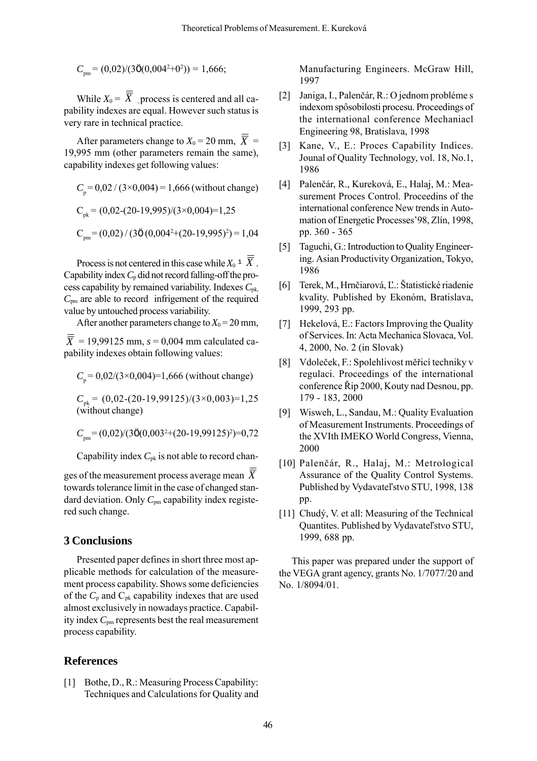$C_{pm} = (0{,}02)/(3\sqrt{(0{,}004^2+0^2)}) = 1{,}666$;

While $X_0 = \overline{\overline{X}}$, process is centered and all capability indexes are equal. However such status is very rare in technical practice.

After parameters change to $X_0 = 20$ mm, $\overline{\overline{X}} = 19{,}995$ mm (other parameters remain the same), capability indexes get following values:

$C_p = 0{,}02 / (3\times0{,}004) = 1{,}666$ (without change)

$C_{pk} = (0{,}02-(20-19{,}995)/(3\times0{,}004)=1{,}25$

$C_{pm} = (0{,}02) / (3\sqrt{(0{,}004^2+(20-19{,}995)^2)} = 1{,}04$

Process is not centered in this case while $X_0 \neq \overline{\overline{X}}$. Capability index $C_p$ did not record falling-off the process capability by remained variability. Indexes $C_{pk}$, $C_{pm}$ are able to record infrigement of the required value by untouched process variability.

After another parameters change to $X_0 = 20$ mm, $\overline{\overline{X}} = 19{,}99125$ mm, $s = 0{,}004$ mm calculated capability indexes obtain following values:

$C_p = 0{,}02/(3\times0{,}004)=1{,}666$ (without change)

$C_{pk} = (0{,}02-(20-19{,}99125)/(3\times0{,}003)=1{,}25$ (without change)

$C_{pm} = (0{,}02)/(3\sqrt{(0{,}003^2+(20-19{,}99125)^2)}=0{,}72$

Capability index $C_{pk}$ is not able to record changes of the measurement process average mean $\overline{\overline{X}}$ towards tolerance limit in the case of changed standard deviation. Only $C_{pm}$ capability index registered such change.

## 3 Conclusions

Presented paper defines in short three most applicable methods for calculation of the measurement process capability. Shows some deficiencies of the $C_p$ and $C_{pk}$ capability indexes that are used almost exclusively in nowadays practice. Capability index $C_{pm}$ represents best the real measurement process capability.

## References

[1] Bothe, D., R.: Measuring Process Capability: Techniques and Calculations for Quality and Manufacturing Engineers. McGraw Hill, 1997

[2] Janiga, I., Palenčár, R.: O jednom probléme s indexom spôsobilosti procesu. Proceedings of the international conference Mechaniacl Engineering 98, Bratislava, 1998

[3] Kane, V., E.: Proces Capability Indices. Jounal of Quality Technology, vol. 18, No.1, 1986

[4] Palenčár, R., Kureková, E., Halaj, M.: Measurement Proces Control. Proceedins of the international conference New trends in Automation of Energetic Processes'98, Zlín, 1998, pp. 360 - 365

[5] Taguchi, G.: Introduction to Quality Engineering. Asian Productivity Organization, Tokyo, 1986

[6] Terek, M., Hrnčiarová, Ľ.: Štatistické riadenie kvality. Published by Ekonóm, Bratislava, 1999, 293 pp.

[7] Hekelová, E.: Factors Improving the Quality of Services. In: Acta Mechanica Slovaca, Vol. 4, 2000, No. 2 (in Slovak)

[8] Vdoleček, F.: Spolehlivost měřicí techniky v regulaci. Proceedings of the international conference Řip 2000, Kouty nad Desnou, pp. 179 - 183, 2000

[9] Wisweh, L., Sandau, M.: Quality Evaluation of Measurement Instruments. Proceedings of the XVIth IMEKO World Congress, Vienna, 2000

[10] Palenčár, R., Halaj, M.: Metrological Assurance of the Quality Control Systems. Published by Vydavateľstvo STU, 1998, 138 pp.

[11] Chudý, V. et all: Measuring of the Technical Quantites. Published by Vydavateľstvo STU, 1999, 688 pp.

This paper was prepared under the support of the VEGA grant agency, grants No. 1/7077/20 and No. 1/8094/01.